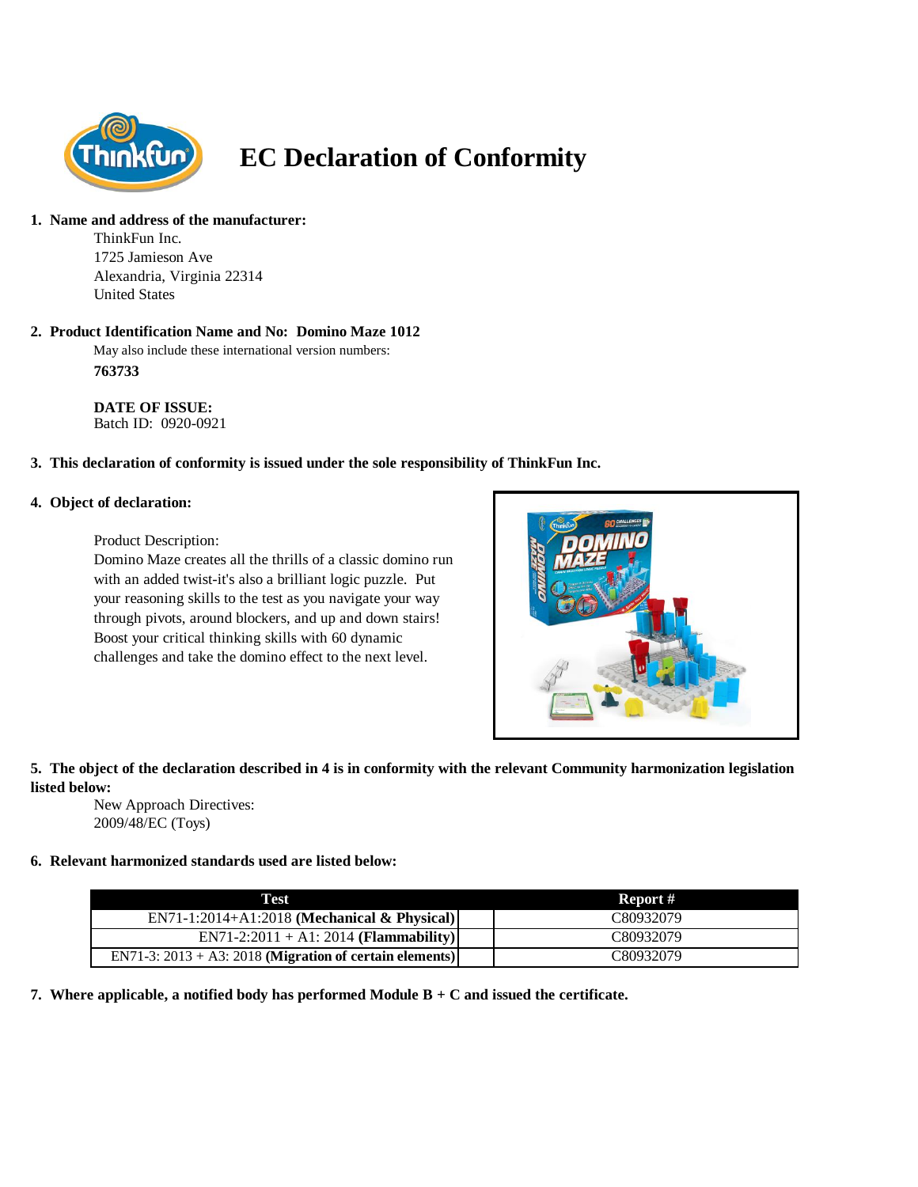# EC Declaration of Conformity

**1. Name and address of the manufacturer:**

ThinkFun Inc.
1725 Jamieson Ave
Alexandria, Virginia 22314
United States

**2. Product Identification Name and No: Domino Maze 1012**

May also include these international version numbers:

**763733**

**DATE OF ISSUE:**
Batch ID: 0920-0921

**3. This declaration of conformity is issued under the sole responsibility of ThinkFun Inc.**

**4. Object of declaration:**

Product Description:
Domino Maze creates all the thrills of a classic domino run with an added twist-it's also a brilliant logic puzzle. Put your reasoning skills to the test as you navigate your way through pivots, around blockers, and up and down stairs! Boost your critical thinking skills with 60 dynamic challenges and take the domino effect to the next level.

**5. The object of the declaration described in 4 is in conformity with the relevant Community harmonization legislation listed below:**

New Approach Directives:
2009/48/EC (Toys)

**6. Relevant harmonized standards used are listed below:**

| Test | Report # |
|---|---|
| EN71-1:2014+A1:2018 **(Mechanical & Physical)** | C80932079 |
| EN71-2:2011 + A1: 2014 **(Flammability)** | C80932079 |
| EN71-3: 2013 + A3: 2018 **(Migration of certain elements)** | C80932079 |

**7. Where applicable, a notified body has performed Module B + C and issued the certificate.**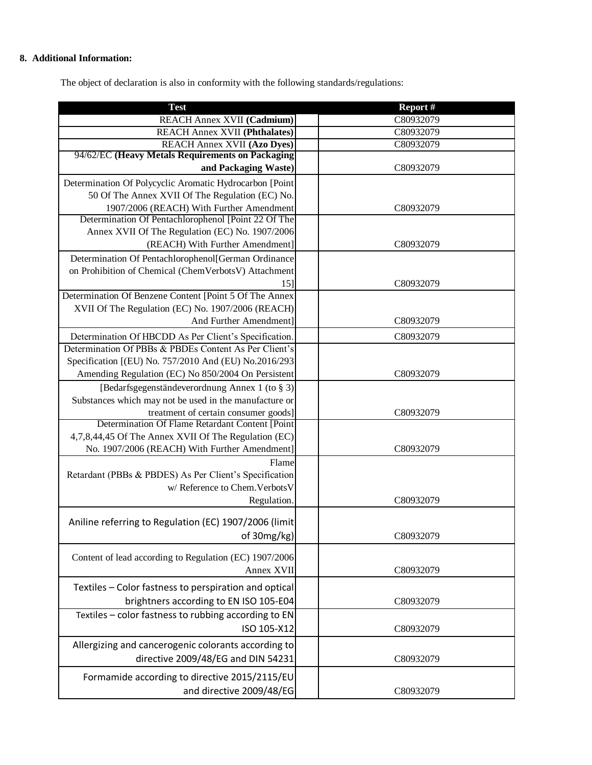**8. Additional Information:**

The object of declaration is also in conformity with the following standards/regulations:

| Test | Report # |
|---|---|
| REACH Annex XVII **(Cadmium)** | C80932079 |
| REACH Annex XVII **(Phthalates)** | C80932079 |
| REACH Annex XVII **(Azo Dyes)** | C80932079 |
| 94/62/EC **(Heavy Metals Requirements on Packaging and Packaging Waste)** | C80932079 |
| Determination Of Polycyclic Aromatic Hydrocarbon [Point 50 Of The Annex XVII Of The Regulation (EC) No. 1907/2006 (REACH) With Further Amendment | C80932079 |
| Determination Of Pentachlorophenol [Point 22 Of The Annex XVII Of The Regulation (EC) No. 1907/2006 (REACH) With Further Amendment] | C80932079 |
| Determination Of Pentachlorophenol[German Ordinance on Prohibition of Chemical (ChemVerbotsV) Attachment 15] | C80932079 |
| Determination Of Benzene Content [Point 5 Of The Annex XVII Of The Regulation (EC) No. 1907/2006 (REACH) And Further Amendment] | C80932079 |
| Determination Of HBCDD As Per Client's Specification. | C80932079 |
| Determination Of PBBs & PBDEs Content As Per Client's Specification [(EU) No. 757/2010 And (EU) No.2016/293 Amending Regulation (EC) No 850/2004 On Persistent | C80932079 |
| [Bedarfsgegenständeverordnung Annex 1 (to § 3) Substances which may not be used in the manufacture or treatment of certain consumer goods] | C80932079 |
| Determination Of Flame Retardant Content [Point 4,7,8,44,45 Of The Annex XVII Of The Regulation (EC) No. 1907/2006 (REACH) With Further Amendment] | C80932079 |
| Flame Retardant (PBBs & PBDES) As Per Client's Specification w/ Reference to Chem.VerbotsV Regulation. | C80932079 |
| Aniline referring to Regulation (EC) 1907/2006 (limit of 30mg/kg) | C80932079 |
| Content of lead according to Regulation (EC) 1907/2006 Annex XVII | C80932079 |
| Textiles – Color fastness to perspiration and optical brightners according to EN ISO 105-E04 | C80932079 |
| Textiles – color fastness to rubbing according to EN ISO 105-X12 | C80932079 |
| Allergizing and cancerogenic colorants according to directive 2009/48/EG and DIN 54231 | C80932079 |
| Formamide according to directive 2015/2115/EU and directive 2009/48/EG | C80932079 |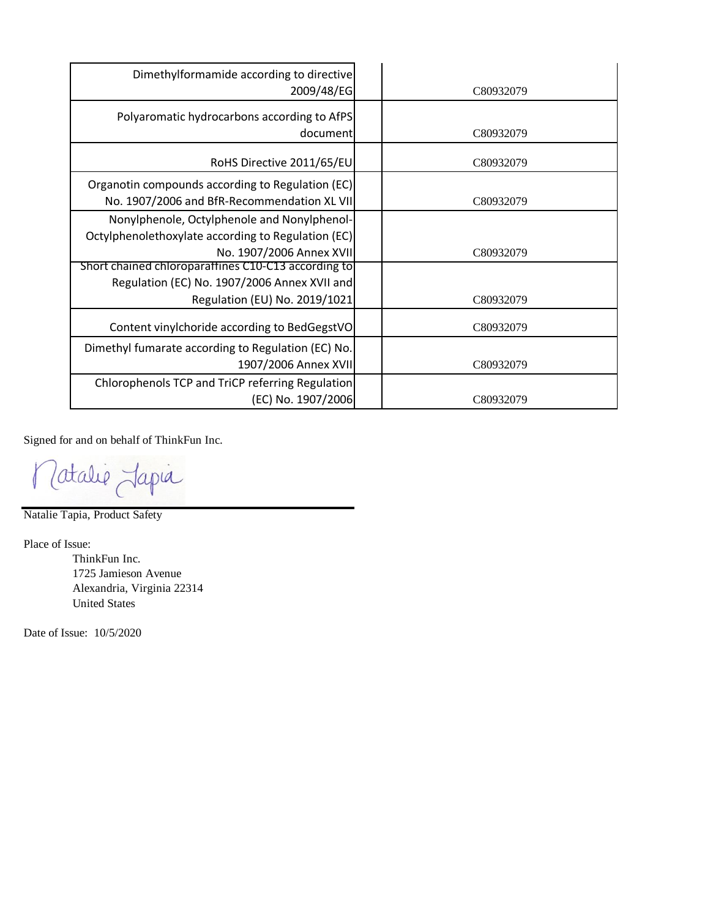| | | |
|---|---|---|
| Dimethylformamide according to directive 2009/48/EG | | C80932079 |
| Polyaromatic hydrocarbons according to AfPS document | | C80932079 |
| RoHS Directive 2011/65/EU | | C80932079 |
| Organotin compounds according to Regulation (EC) No. 1907/2006 and BfR-Recommendation XL VII | | C80932079 |
| Nonylphenole, Octylphenole and Nonylphenol-Octylphenolethoxylate according to Regulation (EC) No. 1907/2006 Annex XVII | | C80932079 |
| Short chained chloroparaffines C10-C13 according to Regulation (EC) No. 1907/2006 Annex XVII and Regulation (EU) No. 2019/1021 | | C80932079 |
| Content vinylchoride according to BedGegstVO | | C80932079 |
| Dimethyl fumarate according to Regulation (EC) No. 1907/2006 Annex XVII | | C80932079 |
| Chlorophenols TCP and TriCP referring Regulation (EC) No. 1907/2006 | | C80932079 |

Signed for and on behalf of ThinkFun Inc.

Natalie Tapia

Natalie Tapia, Product Safety

Place of Issue:

ThinkFun Inc.
1725 Jamieson Avenue
Alexandria, Virginia 22314
United States

Date of Issue: 10/5/2020